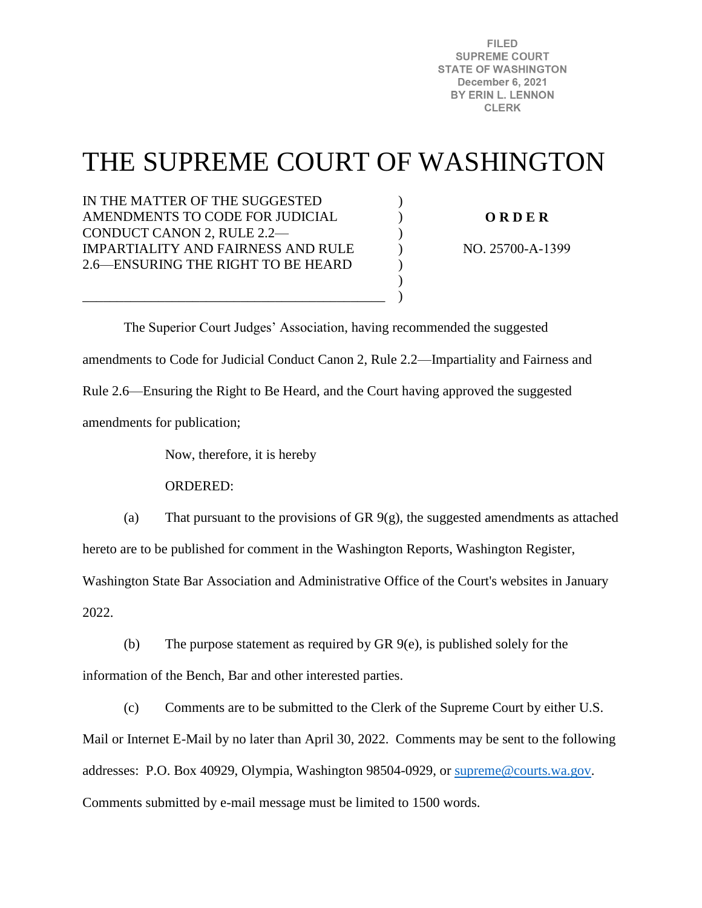FILED
SUPREME COURT
STATE OF WASHINGTON
December 6, 2021
BY ERIN L. LENNON
CLERK

# THE SUPREME COURT OF WASHINGTON

IN THE MATTER OF THE SUGGESTED AMENDMENTS TO CODE FOR JUDICIAL CONDUCT CANON 2, RULE 2.2—IMPARTIALITY AND FAIRNESS AND RULE 2.6—ENSURING THE RIGHT TO BE HEARD

**O R D E R**

NO. 25700-A-1399

The Superior Court Judges' Association, having recommended the suggested amendments to Code for Judicial Conduct Canon 2, Rule 2.2—Impartiality and Fairness and Rule 2.6—Ensuring the Right to Be Heard, and the Court having approved the suggested amendments for publication;

Now, therefore, it is hereby

ORDERED:

(a) That pursuant to the provisions of GR 9(g), the suggested amendments as attached hereto are to be published for comment in the Washington Reports, Washington Register, Washington State Bar Association and Administrative Office of the Court's websites in January 2022.

(b) The purpose statement as required by GR 9(e), is published solely for the information of the Bench, Bar and other interested parties.

(c) Comments are to be submitted to the Clerk of the Supreme Court by either U.S. Mail or Internet E-Mail by no later than April 30, 2022. Comments may be sent to the following addresses: P.O. Box 40929, Olympia, Washington 98504-0929, or supreme@courts.wa.gov. Comments submitted by e-mail message must be limited to 1500 words.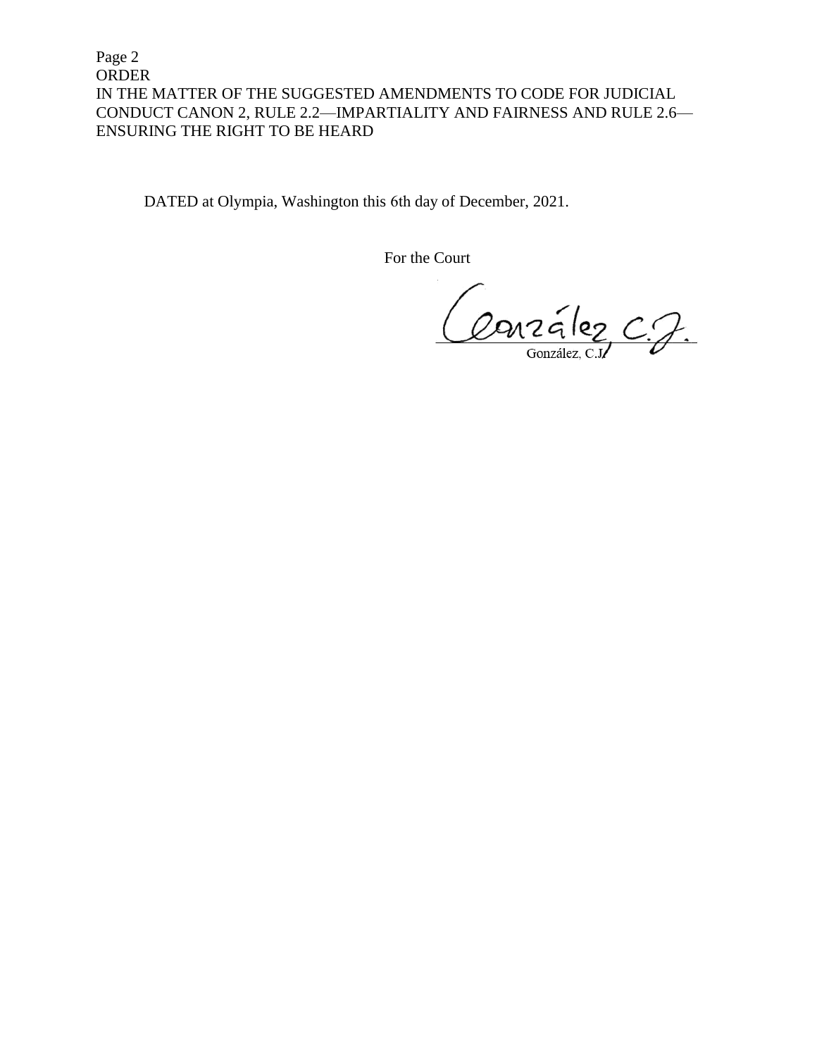DATED at Olympia, Washington this 6th day of December, 2021.

For the Court

González, C.J.

González, C.J.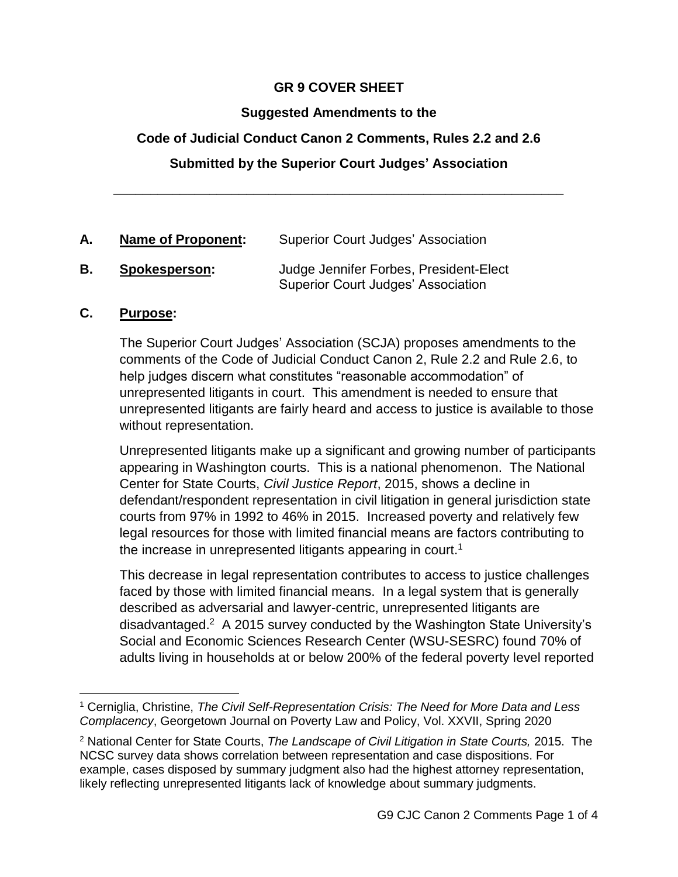**GR 9 COVER SHEET**

**Suggested Amendments to the**

**Code of Judicial Conduct Canon 2 Comments, Rules 2.2 and 2.6**

**Submitted by the Superior Court Judges' Association**

---

**A. Name of Proponent:** Superior Court Judges' Association

**B. Spokesperson:** Judge Jennifer Forbes, President-Elect
Superior Court Judges' Association

**C. Purpose:**

The Superior Court Judges' Association (SCJA) proposes amendments to the comments of the Code of Judicial Conduct Canon 2, Rule 2.2 and Rule 2.6, to help judges discern what constitutes "reasonable accommodation" of unrepresented litigants in court. This amendment is needed to ensure that unrepresented litigants are fairly heard and access to justice is available to those without representation.

Unrepresented litigants make up a significant and growing number of participants appearing in Washington courts. This is a national phenomenon. The National Center for State Courts, *Civil Justice Report*, 2015, shows a decline in defendant/respondent representation in civil litigation in general jurisdiction state courts from 97% in 1992 to 46% in 2015. Increased poverty and relatively few legal resources for those with limited financial means are factors contributing to the increase in unrepresented litigants appearing in court.[1]

This decrease in legal representation contributes to access to justice challenges faced by those with limited financial means. In a legal system that is generally described as adversarial and lawyer-centric, unrepresented litigants are disadvantaged.[2] A 2015 survey conducted by the Washington State University's Social and Economic Sciences Research Center (WSU-SESRC) found 70% of adults living in households at or below 200% of the federal poverty level reported

---

[1] Cerniglia, Christine, *The Civil Self-Representation Crisis: The Need for More Data and Less Complacency*, Georgetown Journal on Poverty Law and Policy, Vol. XXVII, Spring 2020

[2] National Center for State Courts, *The Landscape of Civil Litigation in State Courts,* 2015. The NCSC survey data shows correlation between representation and case dispositions. For example, cases disposed by summary judgment also had the highest attorney representation, likely reflecting unrepresented litigants lack of knowledge about summary judgments.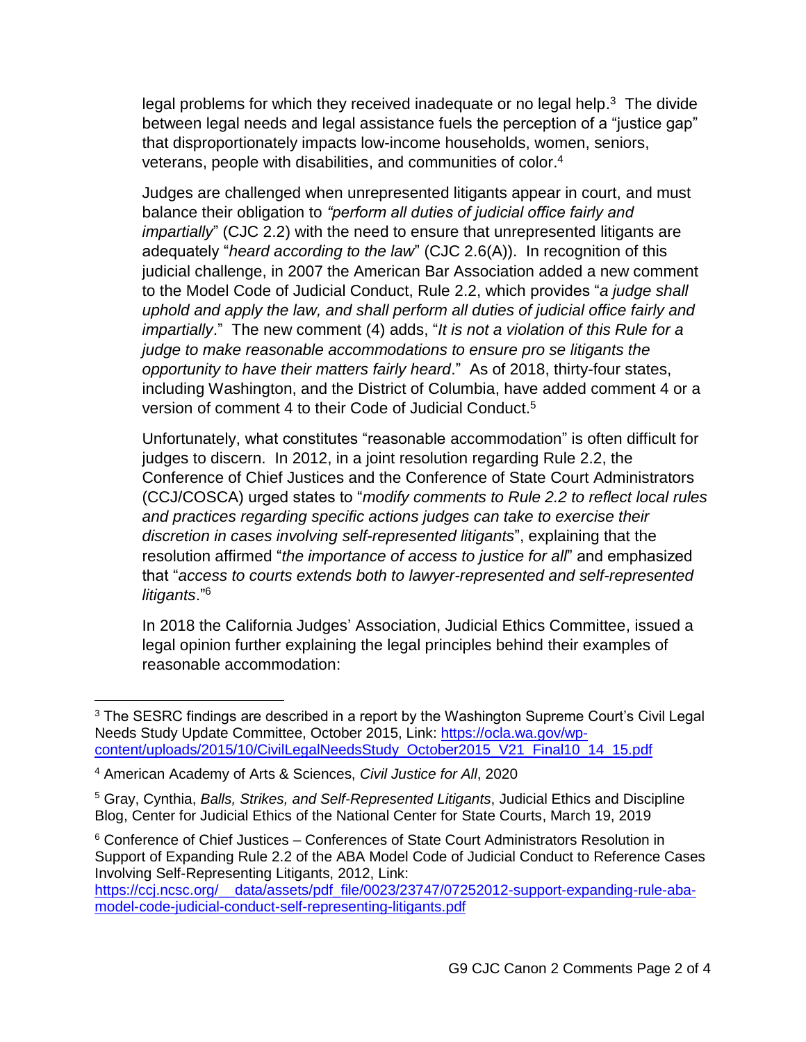legal problems for which they received inadequate or no legal help.[3] The divide between legal needs and legal assistance fuels the perception of a "justice gap" that disproportionately impacts low-income households, women, seniors, veterans, people with disabilities, and communities of color.[4]

Judges are challenged when unrepresented litigants appear in court, and must balance their obligation to "*perform all duties of judicial office fairly and impartially*" (CJC 2.2) with the need to ensure that unrepresented litigants are adequately "*heard according to the law*" (CJC 2.6(A)). In recognition of this judicial challenge, in 2007 the American Bar Association added a new comment to the Model Code of Judicial Conduct, Rule 2.2, which provides "*a judge shall uphold and apply the law, and shall perform all duties of judicial office fairly and impartially*." The new comment (4) adds, "*It is not a violation of this Rule for a judge to make reasonable accommodations to ensure pro se litigants the opportunity to have their matters fairly heard*." As of 2018, thirty-four states, including Washington, and the District of Columbia, have added comment 4 or a version of comment 4 to their Code of Judicial Conduct.[5]

Unfortunately, what constitutes "reasonable accommodation" is often difficult for judges to discern. In 2012, in a joint resolution regarding Rule 2.2, the Conference of Chief Justices and the Conference of State Court Administrators (CCJ/COSCA) urged states to "*modify comments to Rule 2.2 to reflect local rules and practices regarding specific actions judges can take to exercise their discretion in cases involving self-represented litigants*", explaining that the resolution affirmed "*the importance of access to justice for all*" and emphasized that "*access to courts extends both to lawyer-represented and self-represented litigants*."[6]

In 2018 the California Judges' Association, Judicial Ethics Committee, issued a legal opinion further explaining the legal principles behind their examples of reasonable accommodation:

---

[3] The SESRC findings are described in a report by the Washington Supreme Court's Civil Legal Needs Study Update Committee, October 2015, Link: https://ocla.wa.gov/wp-content/uploads/2015/10/CivilLegalNeedsStudy_October2015_V21_Final10_14_15.pdf

[4] American Academy of Arts & Sciences, *Civil Justice for All*, 2020

[5] Gray, Cynthia, *Balls, Strikes, and Self-Represented Litigants*, Judicial Ethics and Discipline Blog, Center for Judicial Ethics of the National Center for State Courts, March 19, 2019

[6] Conference of Chief Justices – Conferences of State Court Administrators Resolution in Support of Expanding Rule 2.2 of the ABA Model Code of Judicial Conduct to Reference Cases Involving Self-Representing Litigants, 2012, Link: https://ccj.ncsc.org/__data/assets/pdf_file/0023/23747/07252012-support-expanding-rule-aba-model-code-judicial-conduct-self-representing-litigants.pdf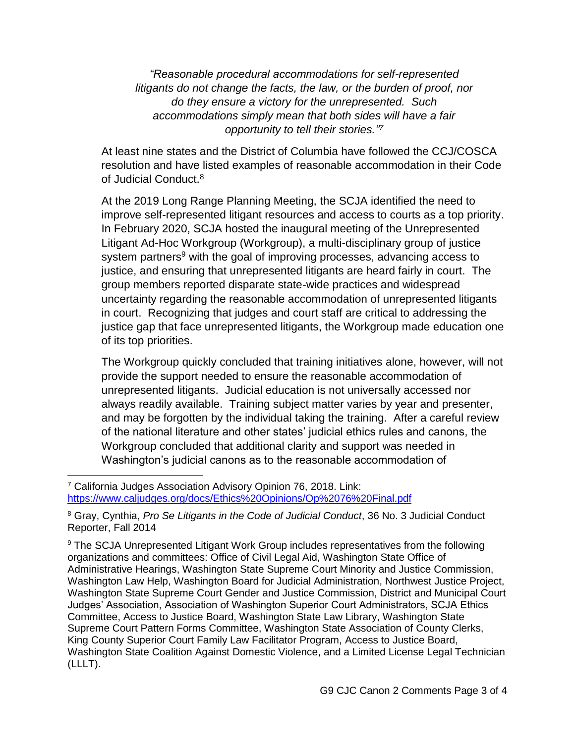> *"Reasonable procedural accommodations for self-represented litigants do not change the facts, the law, or the burden of proof, nor do they ensure a victory for the unrepresented. Such accommodations simply mean that both sides will have a fair opportunity to tell their stories."*[7]

At least nine states and the District of Columbia have followed the CCJ/COSCA resolution and have listed examples of reasonable accommodation in their Code of Judicial Conduct.[8]

At the 2019 Long Range Planning Meeting, the SCJA identified the need to improve self-represented litigant resources and access to courts as a top priority. In February 2020, SCJA hosted the inaugural meeting of the Unrepresented Litigant Ad-Hoc Workgroup (Workgroup), a multi-disciplinary group of justice system partners[9] with the goal of improving processes, advancing access to justice, and ensuring that unrepresented litigants are heard fairly in court. The group members reported disparate state-wide practices and widespread uncertainty regarding the reasonable accommodation of unrepresented litigants in court. Recognizing that judges and court staff are critical to addressing the justice gap that face unrepresented litigants, the Workgroup made education one of its top priorities.

The Workgroup quickly concluded that training initiatives alone, however, will not provide the support needed to ensure the reasonable accommodation of unrepresented litigants. Judicial education is not universally accessed nor always readily available. Training subject matter varies by year and presenter, and may be forgotten by the individual taking the training. After a careful review of the national literature and other states' judicial ethics rules and canons, the Workgroup concluded that additional clarity and support was needed in Washington's judicial canons as to the reasonable accommodation of

---

[7] California Judges Association Advisory Opinion 76, 2018. Link: https://www.caljudges.org/docs/Ethics%20Opinions/Op%2076%20Final.pdf

[8] Gray, Cynthia, *Pro Se Litigants in the Code of Judicial Conduct*, 36 No. 3 Judicial Conduct Reporter, Fall 2014

[9] The SCJA Unrepresented Litigant Work Group includes representatives from the following organizations and committees: Office of Civil Legal Aid, Washington State Office of Administrative Hearings, Washington State Supreme Court Minority and Justice Commission, Washington Law Help, Washington Board for Judicial Administration, Northwest Justice Project, Washington State Supreme Court Gender and Justice Commission, District and Municipal Court Judges' Association, Association of Washington Superior Court Administrators, SCJA Ethics Committee, Access to Justice Board, Washington State Law Library, Washington State Supreme Court Pattern Forms Committee, Washington State Association of County Clerks, King County Superior Court Family Law Facilitator Program, Access to Justice Board, Washington State Coalition Against Domestic Violence, and a Limited License Legal Technician (LLLT).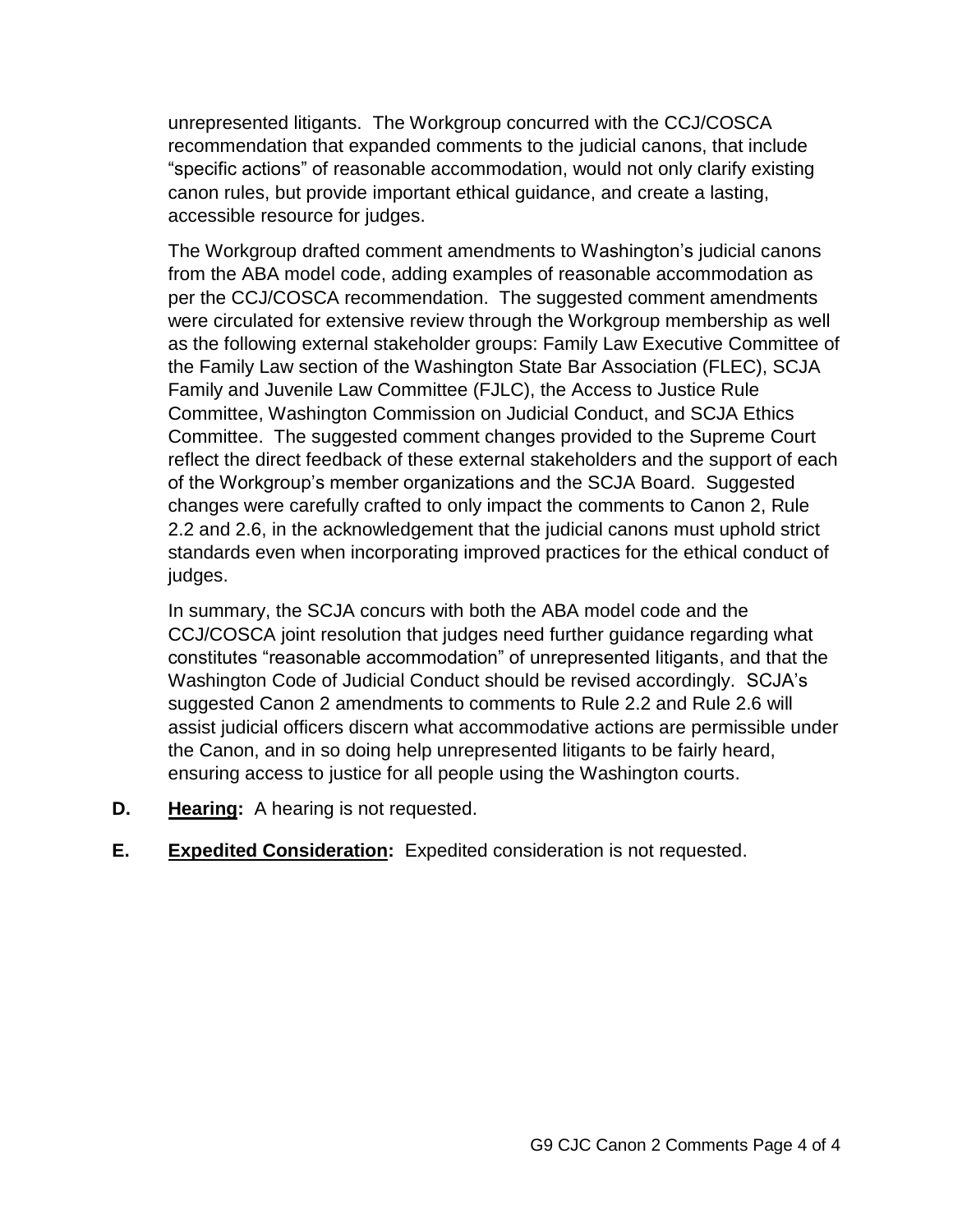unrepresented litigants. The Workgroup concurred with the CCJ/COSCA recommendation that expanded comments to the judicial canons, that include "specific actions" of reasonable accommodation, would not only clarify existing canon rules, but provide important ethical guidance, and create a lasting, accessible resource for judges.

The Workgroup drafted comment amendments to Washington's judicial canons from the ABA model code, adding examples of reasonable accommodation as per the CCJ/COSCA recommendation. The suggested comment amendments were circulated for extensive review through the Workgroup membership as well as the following external stakeholder groups: Family Law Executive Committee of the Family Law section of the Washington State Bar Association (FLEC), SCJA Family and Juvenile Law Committee (FJLC), the Access to Justice Rule Committee, Washington Commission on Judicial Conduct, and SCJA Ethics Committee. The suggested comment changes provided to the Supreme Court reflect the direct feedback of these external stakeholders and the support of each of the Workgroup's member organizations and the SCJA Board. Suggested changes were carefully crafted to only impact the comments to Canon 2, Rule 2.2 and 2.6, in the acknowledgement that the judicial canons must uphold strict standards even when incorporating improved practices for the ethical conduct of judges.

In summary, the SCJA concurs with both the ABA model code and the CCJ/COSCA joint resolution that judges need further guidance regarding what constitutes "reasonable accommodation" of unrepresented litigants, and that the Washington Code of Judicial Conduct should be revised accordingly. SCJA's suggested Canon 2 amendments to comments to Rule 2.2 and Rule 2.6 will assist judicial officers discern what accommodative actions are permissible under the Canon, and in so doing help unrepresented litigants to be fairly heard, ensuring access to justice for all people using the Washington courts.

**D.** **<u>Hearing</u>:** A hearing is not requested.

**E.** **<u>Expedited Consideration</u>:** Expedited consideration is not requested.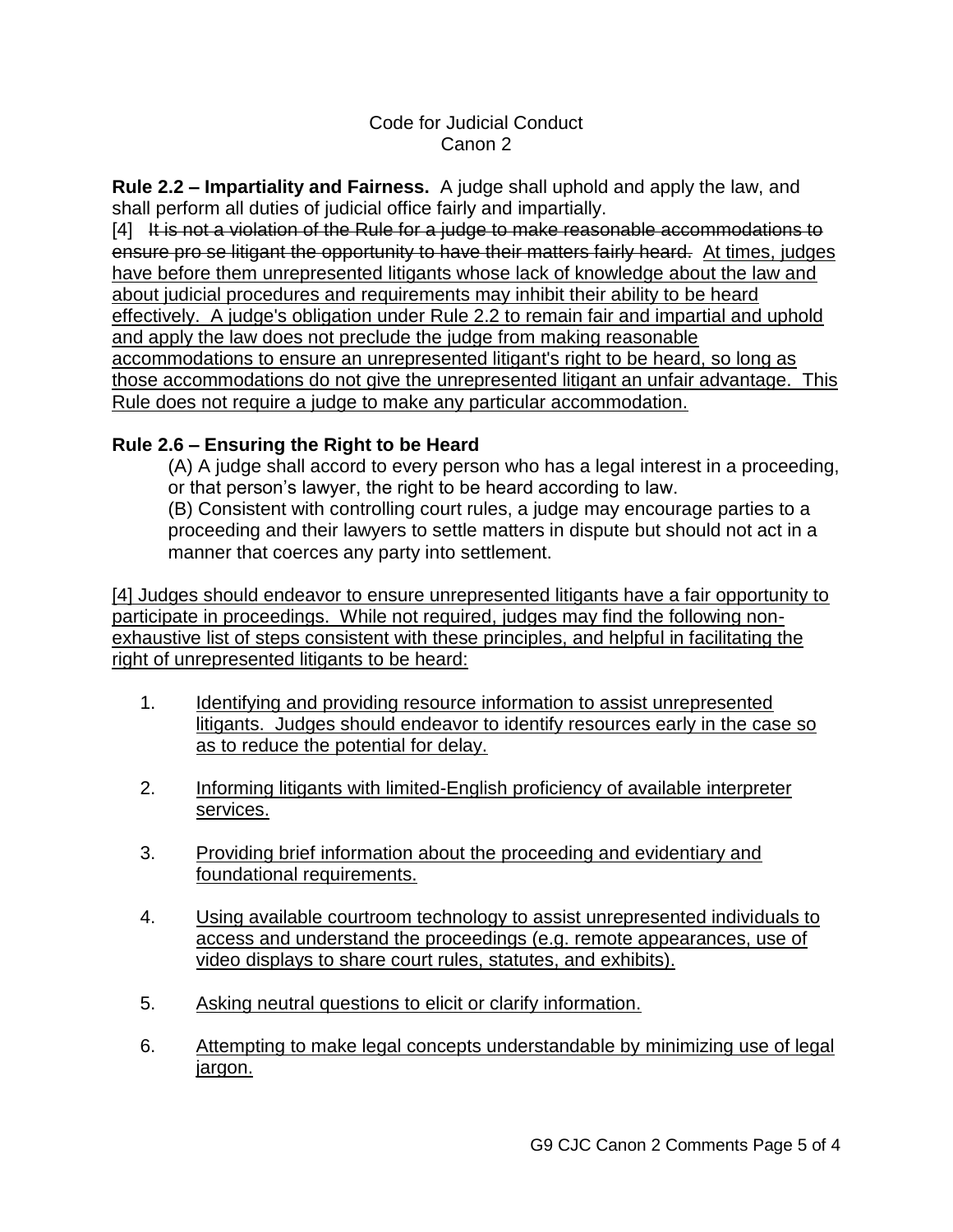Code for Judicial Conduct
Canon 2

**Rule 2.2 – Impartiality and Fairness.** A judge shall uphold and apply the law, and shall perform all duties of judicial office fairly and impartially.

[4] ~~It is not a violation of the Rule for a judge to make reasonable accommodations to ensure pro se litigant the opportunity to have their matters fairly heard.~~ <u>At times, judges have before them unrepresented litigants whose lack of knowledge about the law and about judicial procedures and requirements may inhibit their ability to be heard effectively. A judge's obligation under Rule 2.2 to remain fair and impartial and uphold and apply the law does not preclude the judge from making reasonable accommodations to ensure an unrepresented litigant's right to be heard, so long as those accommodations do not give the unrepresented litigant an unfair advantage. This Rule does not require a judge to make any particular accommodation.</u>

**Rule 2.6 – Ensuring the Right to be Heard**

(A) A judge shall accord to every person who has a legal interest in a proceeding, or that person's lawyer, the right to be heard according to law.

(B) Consistent with controlling court rules, a judge may encourage parties to a proceeding and their lawyers to settle matters in dispute but should not act in a manner that coerces any party into settlement.

<u>[4] Judges should endeavor to ensure unrepresented litigants have a fair opportunity to participate in proceedings. While not required, judges may find the following non-exhaustive list of steps consistent with these principles, and helpful in facilitating the right of unrepresented litigants to be heard:</u>

1. <u>Identifying and providing resource information to assist unrepresented litigants. Judges should endeavor to identify resources early in the case so as to reduce the potential for delay.</u>

2. <u>Informing litigants with limited-English proficiency of available interpreter services.</u>

3. <u>Providing brief information about the proceeding and evidentiary and foundational requirements.</u>

4. <u>Using available courtroom technology to assist unrepresented individuals to access and understand the proceedings (e.g. remote appearances, use of video displays to share court rules, statutes, and exhibits).</u>

5. <u>Asking neutral questions to elicit or clarify information.</u>

6. <u>Attempting to make legal concepts understandable by minimizing use of legal jargon.</u>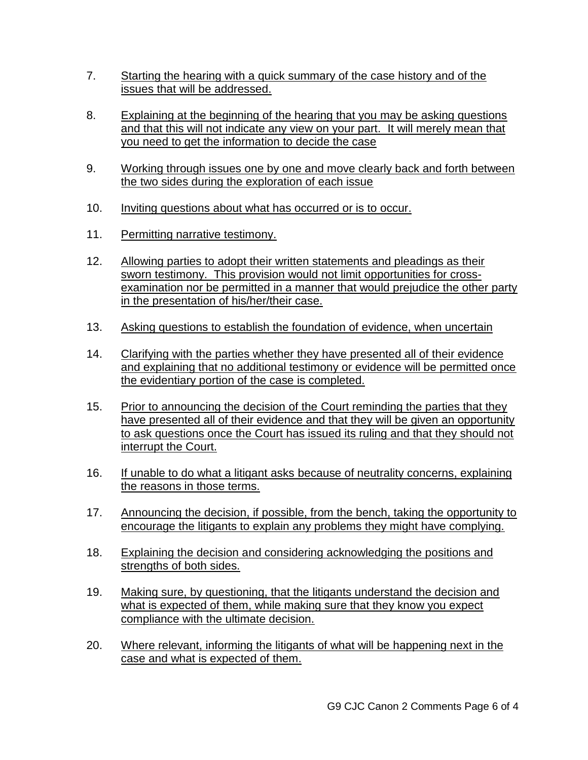7. Starting the hearing with a quick summary of the case history and of the issues that will be addressed.

8. Explaining at the beginning of the hearing that you may be asking questions and that this will not indicate any view on your part. It will merely mean that you need to get the information to decide the case

9. Working through issues one by one and move clearly back and forth between the two sides during the exploration of each issue

10. Inviting questions about what has occurred or is to occur.

11. Permitting narrative testimony.

12. Allowing parties to adopt their written statements and pleadings as their sworn testimony. This provision would not limit opportunities for cross-examination nor be permitted in a manner that would prejudice the other party in the presentation of his/her/their case.

13. Asking questions to establish the foundation of evidence, when uncertain

14. Clarifying with the parties whether they have presented all of their evidence and explaining that no additional testimony or evidence will be permitted once the evidentiary portion of the case is completed.

15. Prior to announcing the decision of the Court reminding the parties that they have presented all of their evidence and that they will be given an opportunity to ask questions once the Court has issued its ruling and that they should not interrupt the Court.

16. If unable to do what a litigant asks because of neutrality concerns, explaining the reasons in those terms.

17. Announcing the decision, if possible, from the bench, taking the opportunity to encourage the litigants to explain any problems they might have complying.

18. Explaining the decision and considering acknowledging the positions and strengths of both sides.

19. Making sure, by questioning, that the litigants understand the decision and what is expected of them, while making sure that they know you expect compliance with the ultimate decision.

20. Where relevant, informing the litigants of what will be happening next in the case and what is expected of them.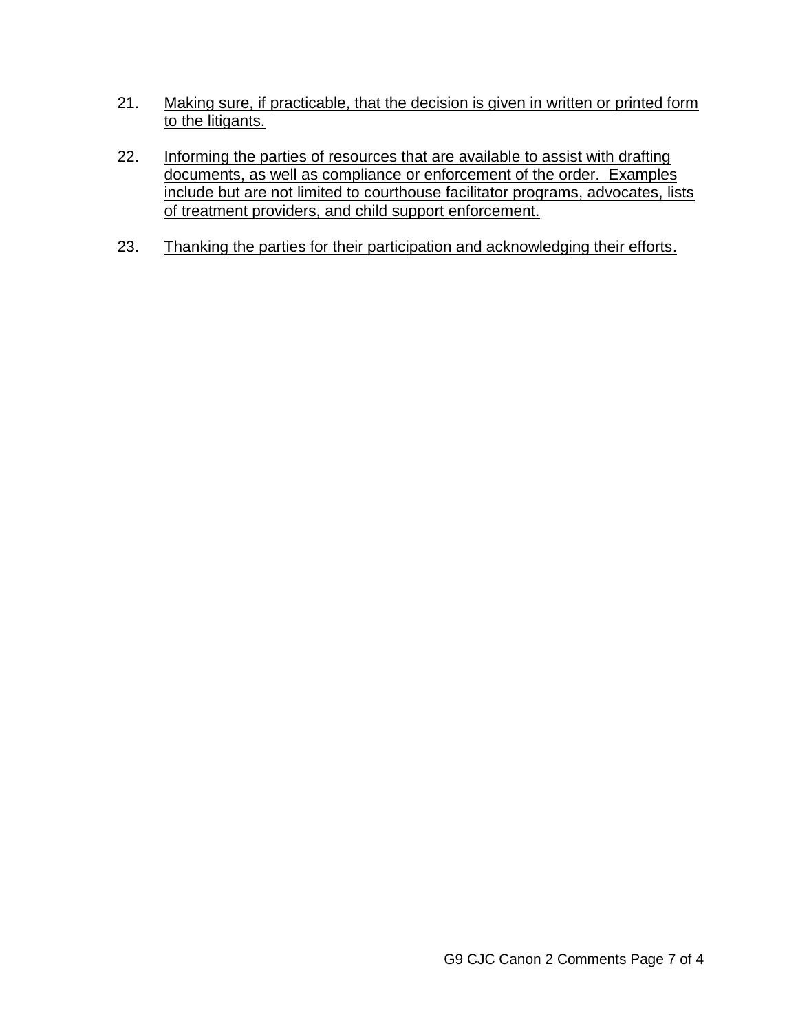21. Making sure, if practicable, that the decision is given in written or printed form to the litigants.

22. Informing the parties of resources that are available to assist with drafting documents, as well as compliance or enforcement of the order. Examples include but are not limited to courthouse facilitator programs, advocates, lists of treatment providers, and child support enforcement.

23. Thanking the parties for their participation and acknowledging their efforts.